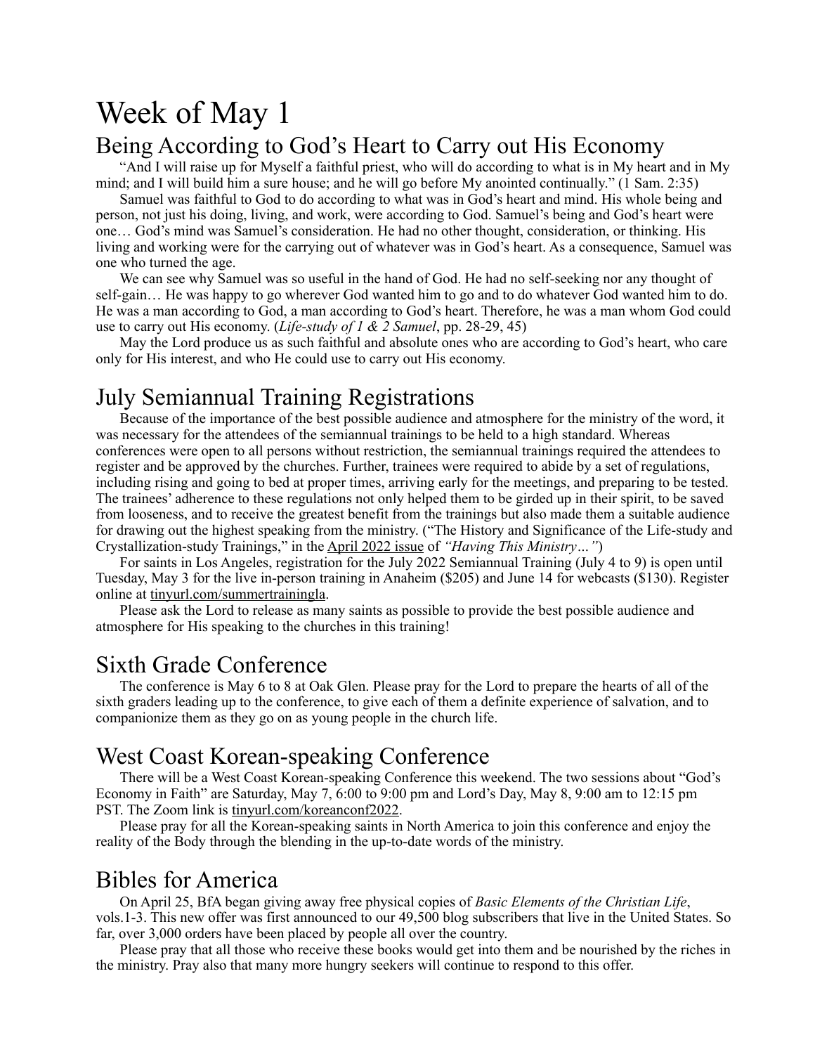# Week of May 1

## Being According to God's Heart to Carry out His Economy

"And I will raise up for Myself a faithful priest, who will do according to what is in My heart and in My mind; and I will build him a sure house; and he will go before My anointed continually." (1 Sam. 2:35)

Samuel was faithful to God to do according to what was in God's heart and mind. His whole being and person, not just his doing, living, and work, were according to God. Samuel's being and God's heart were one… God's mind was Samuel's consideration. He had no other thought, consideration, or thinking. His living and working were for the carrying out of whatever was in God's heart. As a consequence, Samuel was one who turned the age.

We can see why Samuel was so useful in the hand of God. He had no self-seeking nor any thought of self-gain… He was happy to go wherever God wanted him to go and to do whatever God wanted him to do. He was a man according to God, a man according to God's heart. Therefore, he was a man whom God could use to carry out His economy. (*Life-study of 1 & 2 Samuel*, pp. 28-29, 45)

May the Lord produce us as such faithful and absolute ones who are according to God's heart, who care only for His interest, and who He could use to carry out His economy.

## July Semiannual Training Registrations

Because of the importance of the best possible audience and atmosphere for the ministry of the word, it was necessary for the attendees of the semiannual trainings to be held to a high standard. Whereas conferences were open to all persons without restriction, the semiannual trainings required the attendees to register and be approved by the churches. Further, trainees were required to abide by a set of regulations, including rising and going to bed at proper times, arriving early for the meetings, and preparing to be tested. The trainees' adherence to these regulations not only helped them to be girded up in their spirit, to be saved from looseness, and to receive the greatest benefit from the trainings but also made them a suitable audience for drawing out the highest speaking from the ministry. ("The History and Significance of the Life-study and Crystallization-study Trainings," in the April 2022 issue of *"Having This Ministry…"*)

For saints in Los Angeles, registration for the July 2022 Semiannual Training (July 4 to 9) is open until Tuesday, May 3 for the live in-person training in Anaheim ($205) and June 14 for webcasts ($130). Register online at tinyurl.com/summertrainingla.

Please ask the Lord to release as many saints as possible to provide the best possible audience and atmosphere for His speaking to the churches in this training!

## Sixth Grade Conference

The conference is May 6 to 8 at Oak Glen. Please pray for the Lord to prepare the hearts of all of the sixth graders leading up to the conference, to give each of them a definite experience of salvation, and to companionize them as they go on as young people in the church life.

## West Coast Korean-speaking Conference

There will be a West Coast Korean-speaking Conference this weekend. The two sessions about "God's Economy in Faith" are Saturday, May 7, 6:00 to 9:00 pm and Lord's Day, May 8, 9:00 am to 12:15 pm PST. The Zoom link is tinyurl.com/koreanconf2022.

Please pray for all the Korean-speaking saints in North America to join this conference and enjoy the reality of the Body through the blending in the up-to-date words of the ministry.

## Bibles for America

On April 25, BfA began giving away free physical copies of *Basic Elements of the Christian Life*, vols.1-3. This new offer was first announced to our 49,500 blog subscribers that live in the United States. So far, over 3,000 orders have been placed by people all over the country.

Please pray that all those who receive these books would get into them and be nourished by the riches in the ministry. Pray also that many more hungry seekers will continue to respond to this offer.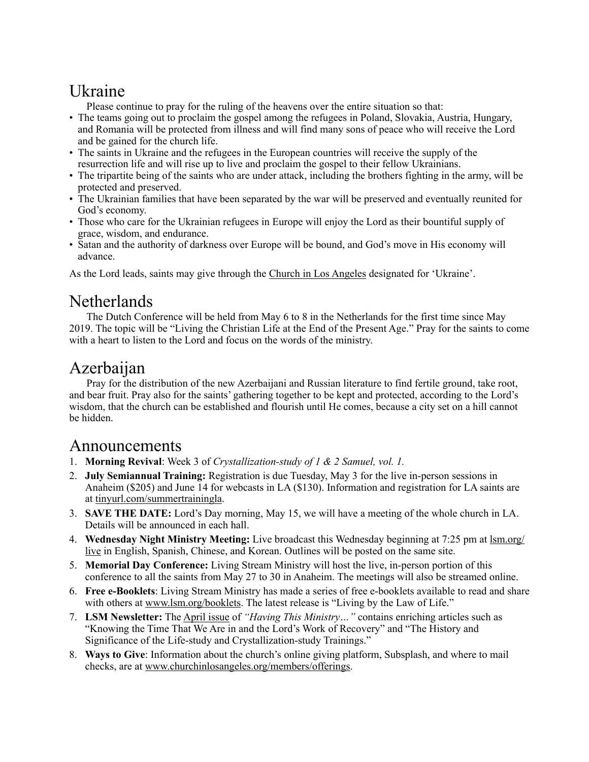## Ukraine

Please continue to pray for the ruling of the heavens over the entire situation so that:

- The teams going out to proclaim the gospel among the refugees in Poland, Slovakia, Austria, Hungary, and Romania will be protected from illness and will find many sons of peace who will receive the Lord and be gained for the church life.
- The saints in Ukraine and the refugees in the European countries will receive the supply of the resurrection life and will rise up to live and proclaim the gospel to their fellow Ukrainians.
- The tripartite being of the saints who are under attack, including the brothers fighting in the army, will be protected and preserved.
- The Ukrainian families that have been separated by the war will be preserved and eventually reunited for God's economy.
- Those who care for the Ukrainian refugees in Europe will enjoy the Lord as their bountiful supply of grace, wisdom, and endurance.
- Satan and the authority of darkness over Europe will be bound, and God's move in His economy will advance.

As the Lord leads, saints may give through the Church in Los Angeles designated for 'Ukraine'.

## Netherlands

The Dutch Conference will be held from May 6 to 8 in the Netherlands for the first time since May 2019. The topic will be "Living the Christian Life at the End of the Present Age." Pray for the saints to come with a heart to listen to the Lord and focus on the words of the ministry.

## Azerbaijan

Pray for the distribution of the new Azerbaijani and Russian literature to find fertile ground, take root, and bear fruit. Pray also for the saints' gathering together to be kept and protected, according to the Lord's wisdom, that the church can be established and flourish until He comes, because a city set on a hill cannot be hidden.

## Announcements

1. **Morning Revival**: Week 3 of *Crystallization-study of 1 & 2 Samuel, vol. 1.*
2. **July Semiannual Training:** Registration is due Tuesday, May 3 for the live in-person sessions in Anaheim ($205) and June 14 for webcasts in LA ($130). Information and registration for LA saints are at tinyurl.com/summertrainingla.
3. **SAVE THE DATE:** Lord's Day morning, May 15, we will have a meeting of the whole church in LA. Details will be announced in each hall.
4. **Wednesday Night Ministry Meeting:** Live broadcast this Wednesday beginning at 7:25 pm at lsm.org/live in English, Spanish, Chinese, and Korean. Outlines will be posted on the same site.
5. **Memorial Day Conference:** Living Stream Ministry will host the live, in-person portion of this conference to all the saints from May 27 to 30 in Anaheim. The meetings will also be streamed online.
6. **Free e-Booklets**: Living Stream Ministry has made a series of free e-booklets available to read and share with others at www.lsm.org/booklets. The latest release is "Living by the Law of Life."
7. **LSM Newsletter:** The April issue of *"Having This Ministry…"* contains enriching articles such as "Knowing the Time That We Are in and the Lord's Work of Recovery" and "The History and Significance of the Life-study and Crystallization-study Trainings."
8. **Ways to Give**: Information about the church's online giving platform, Subsplash, and where to mail checks, are at www.churchinlosangeles.org/members/offerings.